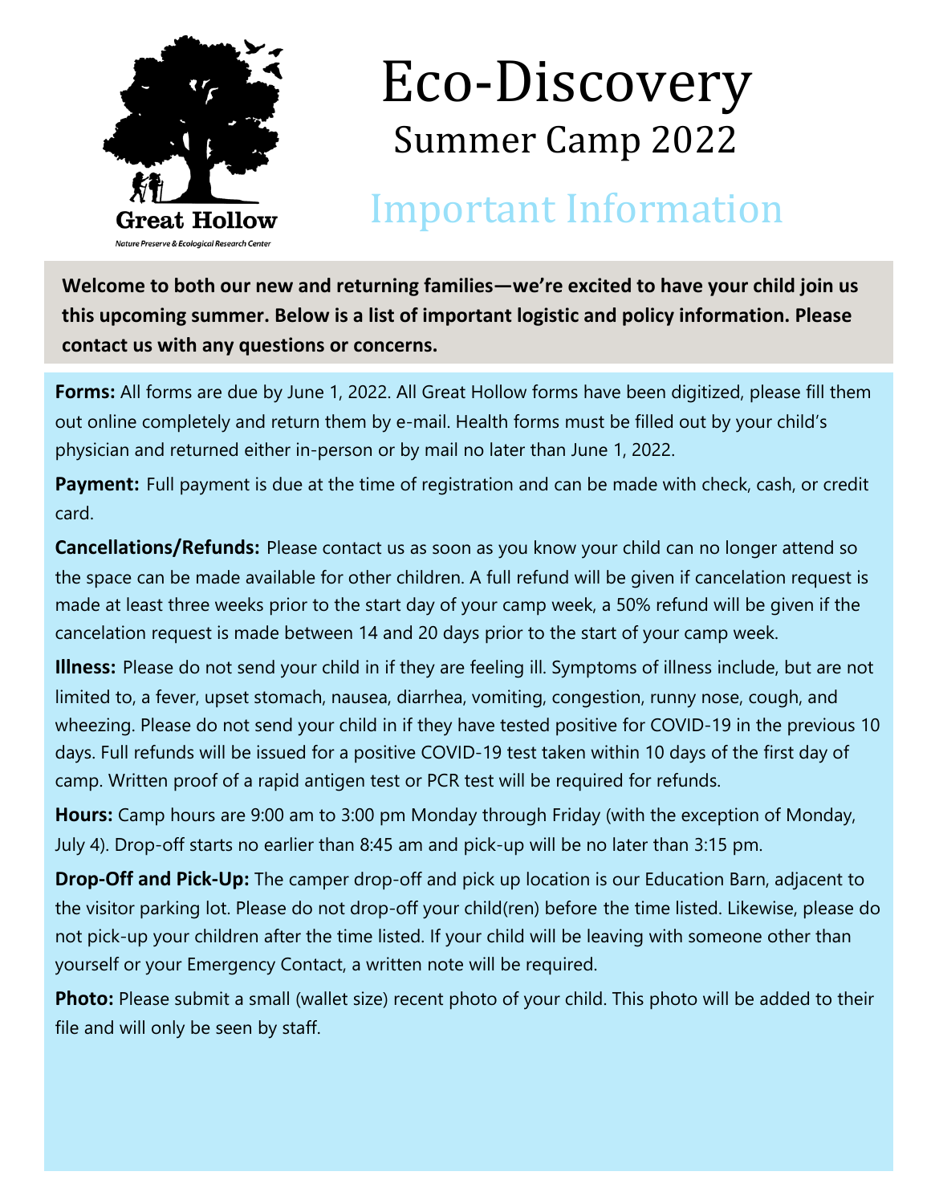Great Hollow

*Nature Preserve & Ecological Research Center*

# Eco-Discovery

## Summer Camp 2022

## Important Information

**Welcome to both our new and returning families—we're excited to have your child join us this upcoming summer. Below is a list of important logistic and policy information. Please contact us with any questions or concerns.**

**Forms:** All forms are due by June 1, 2022. All Great Hollow forms have been digitized, please fill them out online completely and return them by e-mail. Health forms must be filled out by your child's physician and returned either in-person or by mail no later than June 1, 2022.

**Payment:** Full payment is due at the time of registration and can be made with check, cash, or credit card.

**Cancellations/Refunds:** Please contact us as soon as you know your child can no longer attend so the space can be made available for other children. A full refund will be given if cancelation request is made at least three weeks prior to the start day of your camp week, a 50% refund will be given if the cancelation request is made between 14 and 20 days prior to the start of your camp week.

**Illness:** Please do not send your child in if they are feeling ill. Symptoms of illness include, but are not limited to, a fever, upset stomach, nausea, diarrhea, vomiting, congestion, runny nose, cough, and wheezing. Please do not send your child in if they have tested positive for COVID-19 in the previous 10 days. Full refunds will be issued for a positive COVID-19 test taken within 10 days of the first day of camp. Written proof of a rapid antigen test or PCR test will be required for refunds.

**Hours:** Camp hours are 9:00 am to 3:00 pm Monday through Friday (with the exception of Monday, July 4). Drop-off starts no earlier than 8:45 am and pick-up will be no later than 3:15 pm.

**Drop-Off and Pick-Up:** The camper drop-off and pick up location is our Education Barn, adjacent to the visitor parking lot. Please do not drop-off your child(ren) before the time listed. Likewise, please do not pick-up your children after the time listed. If your child will be leaving with someone other than yourself or your Emergency Contact, a written note will be required.

**Photo:** Please submit a small (wallet size) recent photo of your child. This photo will be added to their file and will only be seen by staff.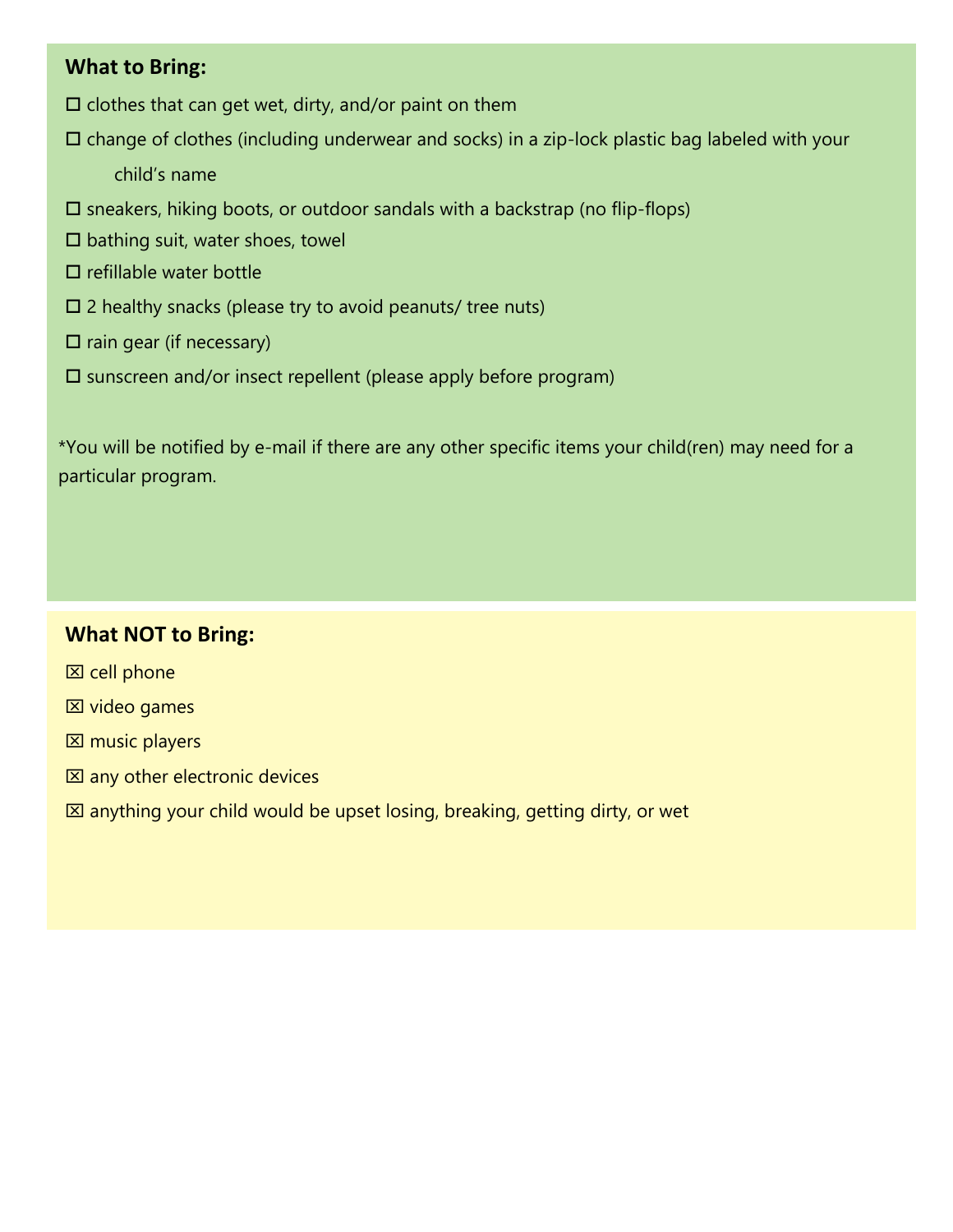**What to Bring:**

☐ clothes that can get wet, dirty, and/or paint on them

☐ change of clothes (including underwear and socks) in a zip-lock plastic bag labeled with your child's name

☐ sneakers, hiking boots, or outdoor sandals with a backstrap (no flip-flops)

☐ bathing suit, water shoes, towel

☐ refillable water bottle

☐ 2 healthy snacks (please try to avoid peanuts/ tree nuts)

☐ rain gear (if necessary)

☐ sunscreen and/or insect repellent (please apply before program)

*You will be notified by e-mail if there are any other specific items your child(ren) may need for a particular program.

**What NOT to Bring:**

☒ cell phone

☒ video games

☒ music players

☒ any other electronic devices

☒ anything your child would be upset losing, breaking, getting dirty, or wet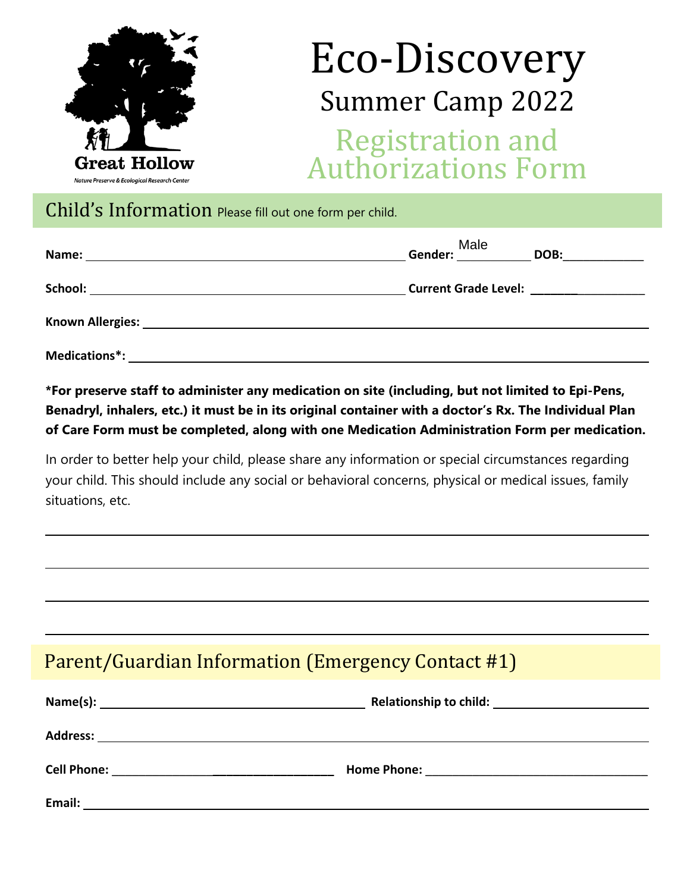Great Hollow

Nature Preserve & Ecological Research Center

# Eco-Discovery

## Summer Camp 2022

## Registration and Authorizations Form

## Child's Information Please fill out one form per child.

**Name:** ______________________________ **Gender:** Male **DOB:** ____________

**School:** ______________________________ **Current Grade Level:** ____________

**Known Allergies:** ______________________________

**Medications*:** ______________________________

***For preserve staff to administer any medication on site (including, but not limited to Epi-Pens, Benadryl, inhalers, etc.) it must be in its original container with a doctor's Rx. The Individual Plan of Care Form must be completed, along with one Medication Administration Form per medication.**

In order to better help your child, please share any information or special circumstances regarding your child. This should include any social or behavioral concerns, physical or medical issues, family situations, etc.

______________________________

______________________________

______________________________

______________________________

## Parent/Guardian Information (Emergency Contact #1)

**Name(s):** ______________________________ **Relationship to child:** ______________________________

**Address:** ______________________________

**Cell Phone:** ______________________________ **Home Phone:** ______________________________

**Email:** ______________________________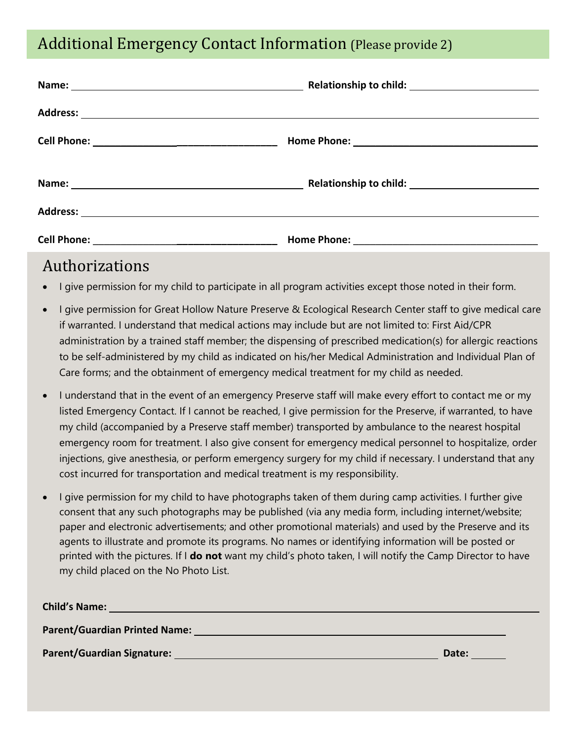## Additional Emergency Contact Information (Please provide 2)

**Name:** ______________________________ **Relationship to child:** ____________________

**Address:** ____________________________________________________________

**Cell Phone:** ____________________________ **Home Phone:** ____________________________

**Name:** ______________________________ **Relationship to child:** ____________________

**Address:** ____________________________________________________________

**Cell Phone:** ____________________________ **Home Phone:** ____________________________

## Authorizations

- I give permission for my child to participate in all program activities except those noted in their form.
- I give permission for Great Hollow Nature Preserve & Ecological Research Center staff to give medical care if warranted. I understand that medical actions may include but are not limited to: First Aid/CPR administration by a trained staff member; the dispensing of prescribed medication(s) for allergic reactions to be self-administered by my child as indicated on his/her Medical Administration and Individual Plan of Care forms; and the obtainment of emergency medical treatment for my child as needed.
- I understand that in the event of an emergency Preserve staff will make every effort to contact me or my listed Emergency Contact. If I cannot be reached, I give permission for the Preserve, if warranted, to have my child (accompanied by a Preserve staff member) transported by ambulance to the nearest hospital emergency room for treatment. I also give consent for emergency medical personnel to hospitalize, order injections, give anesthesia, or perform emergency surgery for my child if necessary. I understand that any cost incurred for transportation and medical treatment is my responsibility.
- I give permission for my child to have photographs taken of them during camp activities. I further give consent that any such photographs may be published (via any media form, including internet/website; paper and electronic advertisements; and other promotional materials) and used by the Preserve and its agents to illustrate and promote its programs. No names or identifying information will be posted or printed with the pictures. If I **do not** want my child's photo taken, I will notify the Camp Director to have my child placed on the No Photo List.

**Child's Name:** ____________________________________________________________

**Parent/Guardian Printed Name:** ______________________________________________

**Parent/Guardian Signature:** ______________________________________ **Date:** ________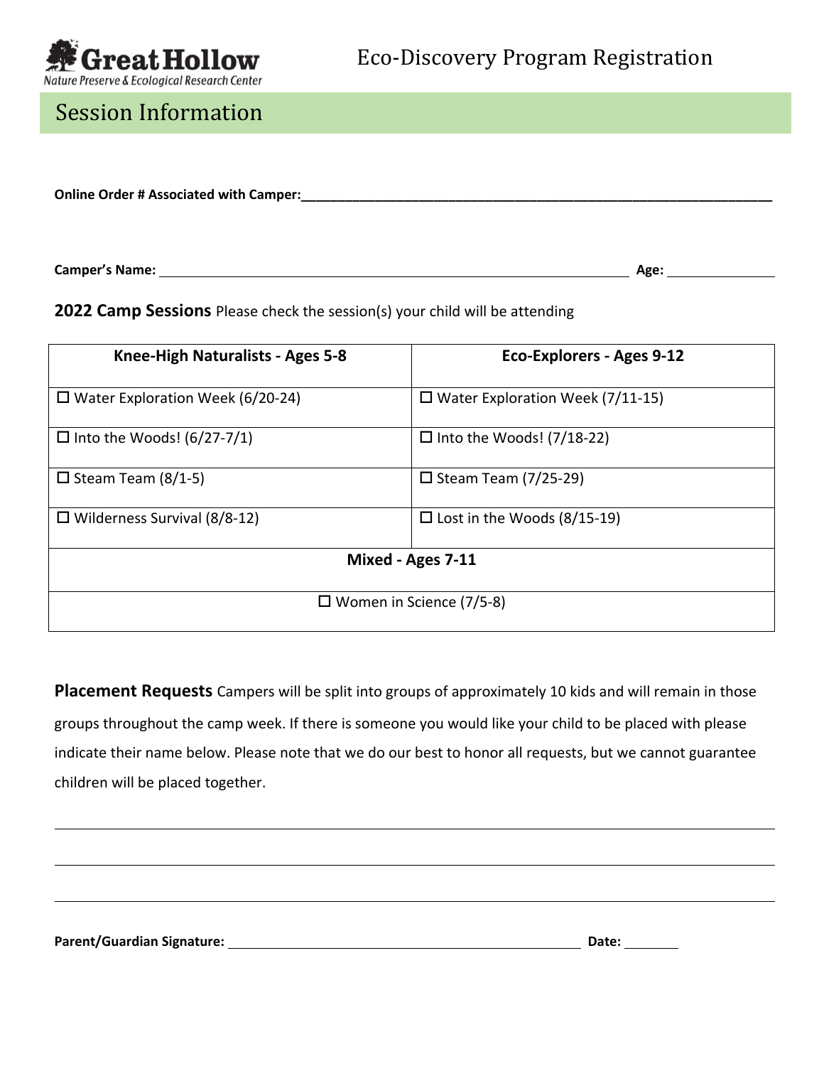**Great Hollow**
Nature Preserve & Ecological Research Center

# Eco-Discovery Program Registration

## Session Information

**Online Order # Associated with Camper:**___________________________________________

**Camper's Name:** ___________________________________________ **Age:** __________

**2022 Camp Sessions** Please check the session(s) your child will be attending

| Knee-High Naturalists - Ages 5-8 | Eco-Explorers - Ages 9-12 |
|---|---|
| ☐ Water Exploration Week (6/20-24) | ☐ Water Exploration Week (7/11-15) |
| ☐ Into the Woods! (6/27-7/1) | ☐ Into the Woods! (7/18-22) |
| ☐ Steam Team (8/1-5) | ☐ Steam Team (7/25-29) |
| ☐ Wilderness Survival (8/8-12) | ☐ Lost in the Woods (8/15-19) |
| **Mixed - Ages 7-11** | |
| ☐ Women in Science (7/5-8) | |

**Placement Requests** Campers will be split into groups of approximately 10 kids and will remain in those groups throughout the camp week. If there is someone you would like your child to be placed with please indicate their name below. Please note that we do our best to honor all requests, but we cannot guarantee children will be placed together.

___________________________________________

___________________________________________

___________________________________________

**Parent/Guardian Signature:** ___________________________________________ **Date:** ________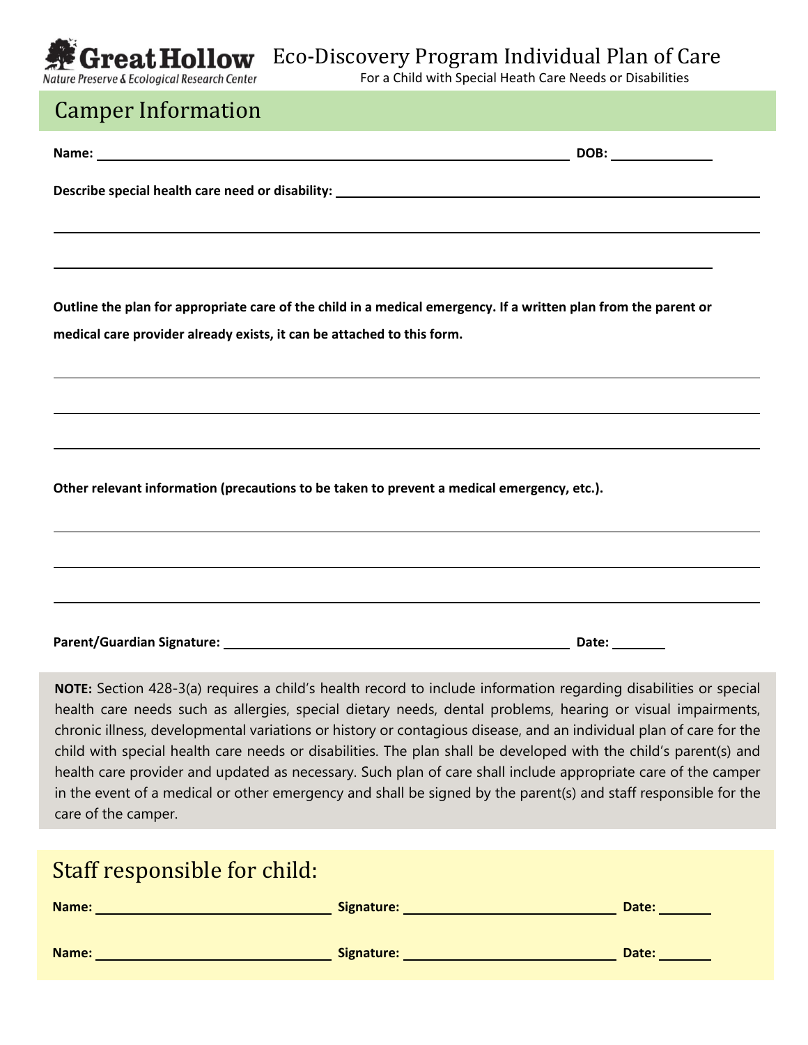**Great Hollow**
Nature Preserve & Ecological Research Center

# Eco-Discovery Program Individual Plan of Care

For a Child with Special Heath Care Needs or Disabilities

## Camper Information

**Name:** ______________________________________________ **DOB:** ____________

**Describe special health care need or disability:** ______________________________________________

______________________________________________

______________________________________________

**Outline the plan for appropriate care of the child in a medical emergency. If a written plan from the parent or medical care provider already exists, it can be attached to this form.**

______________________________________________

______________________________________________

______________________________________________

**Other relevant information (precautions to be taken to prevent a medical emergency, etc.).**

______________________________________________

______________________________________________

______________________________________________

**Parent/Guardian Signature:** ______________________________________________ **Date:** ________

**NOTE:** Section 428-3(a) requires a child's health record to include information regarding disabilities or special health care needs such as allergies, special dietary needs, dental problems, hearing or visual impairments, chronic illness, developmental variations or history or contagious disease, and an individual plan of care for the child with special health care needs or disabilities. The plan shall be developed with the child's parent(s) and health care provider and updated as necessary. Such plan of care shall include appropriate care of the camper in the event of a medical or other emergency and shall be signed by the parent(s) and staff responsible for the care of the camper.

## Staff responsible for child:

**Name:** ____________________ **Signature:** ____________________ **Date:** ________

**Name:** ____________________ **Signature:** ____________________ **Date:** ________